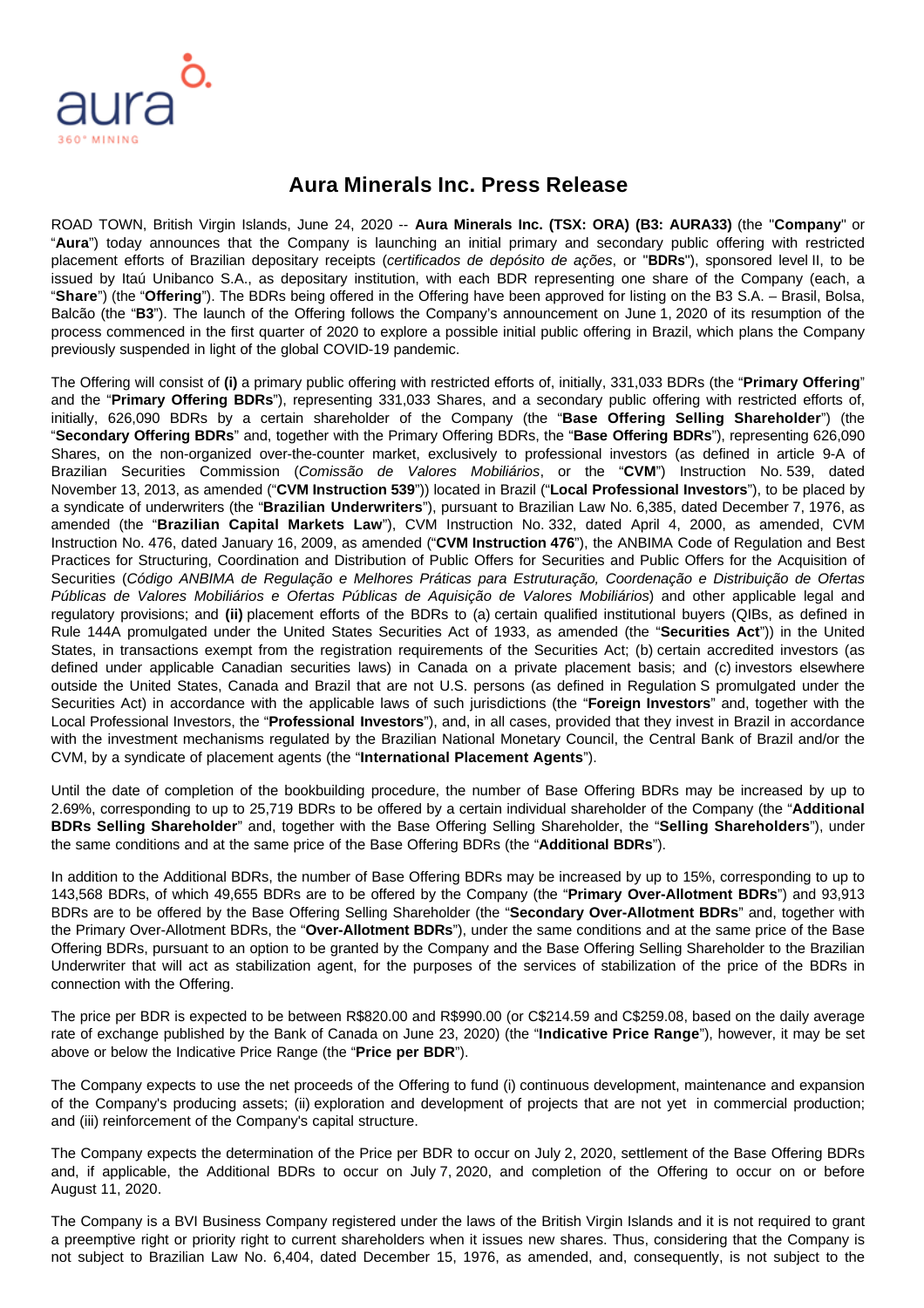# Aura Minerals Inc. Press Release

ROAD TOWN, British Virgin Islands, June 24, 2020 -- **Aura Minerals Inc. (TSX: ORA) (B3: AURA33)** (the "**Company**" or "**Aura**") today announces that the Company is launching an initial primary and secondary public offering with restricted placement efforts of Brazilian depositary receipts (*certificados de depósito de ações*, or "**BDRs**"), sponsored level II, to be issued by Itaú Unibanco S.A., as depositary institution, with each BDR representing one share of the Company (each, a "**Share**") (the "**Offering**"). The BDRs being offered in the Offering have been approved for listing on the B3 S.A. – Brasil, Bolsa, Balcão (the "**B3**"). The launch of the Offering follows the Company's announcement on June 1, 2020 of its resumption of the process commenced in the first quarter of 2020 to explore a possible initial public offering in Brazil, which plans the Company previously suspended in light of the global COVID-19 pandemic.

The Offering will consist of **(i)** a primary public offering with restricted efforts of, initially, 331,033 BDRs (the "**Primary Offering**" and the "**Primary Offering BDRs**"), representing 331,033 Shares, and a secondary public offering with restricted efforts of, initially, 626,090 BDRs by a certain shareholder of the Company (the "**Base Offering Selling Shareholder**") (the "**Secondary Offering BDRs**" and, together with the Primary Offering BDRs, the "**Base Offering BDRs**"), representing 626,090 Shares, on the non-organized over-the-counter market, exclusively to professional investors (as defined in article 9-A of Brazilian Securities Commission (*Comissão de Valores Mobiliários*, or the "**CVM**") Instruction No. 539, dated November 13, 2013, as amended ("**CVM Instruction 539**")) located in Brazil ("**Local Professional Investors**"), to be placed by a syndicate of underwriters (the "**Brazilian Underwriters**"), pursuant to Brazilian Law No. 6,385, dated December 7, 1976, as amended (the "**Brazilian Capital Markets Law**"), CVM Instruction No. 332, dated April 4, 2000, as amended, CVM Instruction No. 476, dated January 16, 2009, as amended ("**CVM Instruction 476**"), the ANBIMA Code of Regulation and Best Practices for Structuring, Coordination and Distribution of Public Offers for Securities and Public Offers for the Acquisition of Securities (*Código ANBIMA de Regulação e Melhores Práticas para Estruturação, Coordenação e Distribuição de Ofertas Públicas de Valores Mobiliários e Ofertas Públicas de Aquisição de Valores Mobiliários*) and other applicable legal and regulatory provisions; and **(ii)** placement efforts of the BDRs to (a) certain qualified institutional buyers (QIBs, as defined in Rule 144A promulgated under the United States Securities Act of 1933, as amended (the "**Securities Act**")) in the United States, in transactions exempt from the registration requirements of the Securities Act; (b) certain accredited investors (as defined under applicable Canadian securities laws) in Canada on a private placement basis; and (c) investors elsewhere outside the United States, Canada and Brazil that are not U.S. persons (as defined in Regulation S promulgated under the Securities Act) in accordance with the applicable laws of such jurisdictions (the "**Foreign Investors**" and, together with the Local Professional Investors, the "**Professional Investors**"), and, in all cases, provided that they invest in Brazil in accordance with the investment mechanisms regulated by the Brazilian National Monetary Council, the Central Bank of Brazil and/or the CVM, by a syndicate of placement agents (the "**International Placement Agents**").

Until the date of completion of the bookbuilding procedure, the number of Base Offering BDRs may be increased by up to 2.69%, corresponding to up to 25,719 BDRs to be offered by a certain individual shareholder of the Company (the "**Additional BDRs Selling Shareholder**" and, together with the Base Offering Selling Shareholder, the "**Selling Shareholders**"), under the same conditions and at the same price of the Base Offering BDRs (the "**Additional BDRs**").

In addition to the Additional BDRs, the number of Base Offering BDRs may be increased by up to 15%, corresponding to up to 143,568 BDRs, of which 49,655 BDRs are to be offered by the Company (the "**Primary Over-Allotment BDRs**") and 93,913 BDRs are to be offered by the Base Offering Selling Shareholder (the "**Secondary Over-Allotment BDRs**" and, together with the Primary Over-Allotment BDRs, the "**Over-Allotment BDRs**"), under the same conditions and at the same price of the Base Offering BDRs, pursuant to an option to be granted by the Company and the Base Offering Selling Shareholder to the Brazilian Underwriter that will act as stabilization agent, for the purposes of the services of stabilization of the price of the BDRs in connection with the Offering.

The price per BDR is expected to be between R$820.00 and R$990.00 (or C$214.59 and C$259.08, based on the daily average rate of exchange published by the Bank of Canada on June 23, 2020) (the "**Indicative Price Range**"), however, it may be set above or below the Indicative Price Range (the "**Price per BDR**").

The Company expects to use the net proceeds of the Offering to fund (i) continuous development, maintenance and expansion of the Company's producing assets; (ii) exploration and development of projects that are not yet in commercial production; and (iii) reinforcement of the Company's capital structure.

The Company expects the determination of the Price per BDR to occur on July 2, 2020, settlement of the Base Offering BDRs and, if applicable, the Additional BDRs to occur on July 7, 2020, and completion of the Offering to occur on or before August 11, 2020.

The Company is a BVI Business Company registered under the laws of the British Virgin Islands and it is not required to grant a preemptive right or priority right to current shareholders when it issues new shares. Thus, considering that the Company is not subject to Brazilian Law No. 6,404, dated December 15, 1976, as amended, and, consequently, is not subject to the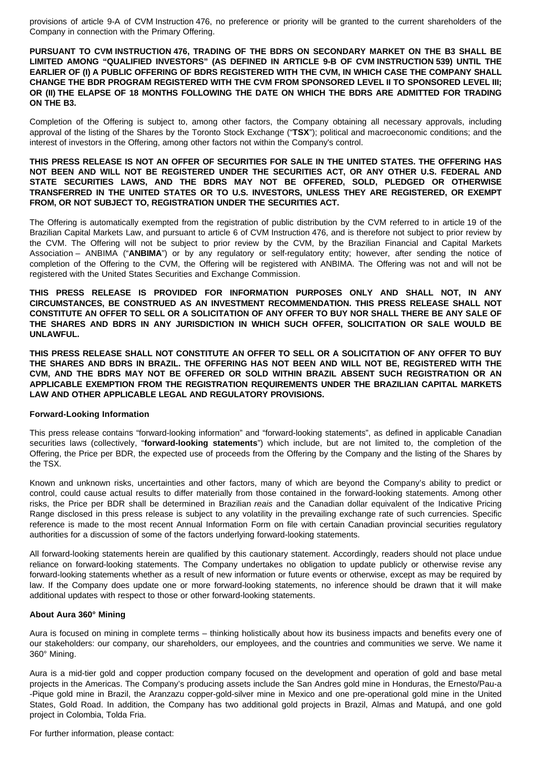provisions of article 9-A of CVM Instruction 476, no preference or priority will be granted to the current shareholders of the Company in connection with the Primary Offering.

**PURSUANT TO CVM INSTRUCTION 476, TRADING OF THE BDRS ON SECONDARY MARKET ON THE B3 SHALL BE LIMITED AMONG "QUALIFIED INVESTORS" (AS DEFINED IN ARTICLE 9-B OF CVM INSTRUCTION 539) UNTIL THE EARLIER OF (I) A PUBLIC OFFERING OF BDRS REGISTERED WITH THE CVM, IN WHICH CASE THE COMPANY SHALL CHANGE THE BDR PROGRAM REGISTERED WITH THE CVM FROM SPONSORED LEVEL II TO SPONSORED LEVEL III; OR (II) THE ELAPSE OF 18 MONTHS FOLLOWING THE DATE ON WHICH THE BDRS ARE ADMITTED FOR TRADING ON THE B3.**

Completion of the Offering is subject to, among other factors, the Company obtaining all necessary approvals, including approval of the listing of the Shares by the Toronto Stock Exchange ("**TSX**"); political and macroeconomic conditions; and the interest of investors in the Offering, among other factors not within the Company's control.

**THIS PRESS RELEASE IS NOT AN OFFER OF SECURITIES FOR SALE IN THE UNITED STATES. THE OFFERING HAS NOT BEEN AND WILL NOT BE REGISTERED UNDER THE SECURITIES ACT, OR ANY OTHER U.S. FEDERAL AND STATE SECURITIES LAWS, AND THE BDRS MAY NOT BE OFFERED, SOLD, PLEDGED OR OTHERWISE TRANSFERRED IN THE UNITED STATES OR TO U.S. INVESTORS, UNLESS THEY ARE REGISTERED, OR EXEMPT FROM, OR NOT SUBJECT TO, REGISTRATION UNDER THE SECURITIES ACT.**

The Offering is automatically exempted from the registration of public distribution by the CVM referred to in article 19 of the Brazilian Capital Markets Law, and pursuant to article 6 of CVM Instruction 476, and is therefore not subject to prior review by the CVM. The Offering will not be subject to prior review by the CVM, by the Brazilian Financial and Capital Markets Association – ANBIMA ("**ANBIMA**") or by any regulatory or self-regulatory entity; however, after sending the notice of completion of the Offering to the CVM, the Offering will be registered with ANBIMA. The Offering was not and will not be registered with the United States Securities and Exchange Commission.

**THIS PRESS RELEASE IS PROVIDED FOR INFORMATION PURPOSES ONLY AND SHALL NOT, IN ANY CIRCUMSTANCES, BE CONSTRUED AS AN INVESTMENT RECOMMENDATION. THIS PRESS RELEASE SHALL NOT CONSTITUTE AN OFFER TO SELL OR A SOLICITATION OF ANY OFFER TO BUY NOR SHALL THERE BE ANY SALE OF THE SHARES AND BDRS IN ANY JURISDICTION IN WHICH SUCH OFFER, SOLICITATION OR SALE WOULD BE UNLAWFUL.**

**THIS PRESS RELEASE SHALL NOT CONSTITUTE AN OFFER TO SELL OR A SOLICITATION OF ANY OFFER TO BUY THE SHARES AND BDRS IN BRAZIL. THE OFFERING HAS NOT BEEN AND WILL NOT BE, REGISTERED WITH THE CVM, AND THE BDRS MAY NOT BE OFFERED OR SOLD WITHIN BRAZIL ABSENT SUCH REGISTRATION OR AN APPLICABLE EXEMPTION FROM THE REGISTRATION REQUIREMENTS UNDER THE BRAZILIAN CAPITAL MARKETS LAW AND OTHER APPLICABLE LEGAL AND REGULATORY PROVISIONS.**

**Forward-Looking Information**

This press release contains "forward-looking information" and "forward-looking statements", as defined in applicable Canadian securities laws (collectively, "**forward-looking statements**") which include, but are not limited to, the completion of the Offering, the Price per BDR, the expected use of proceeds from the Offering by the Company and the listing of the Shares by the TSX.

Known and unknown risks, uncertainties and other factors, many of which are beyond the Company's ability to predict or control, could cause actual results to differ materially from those contained in the forward-looking statements. Among other risks, the Price per BDR shall be determined in Brazilian *reais* and the Canadian dollar equivalent of the Indicative Pricing Range disclosed in this press release is subject to any volatility in the prevailing exchange rate of such currencies. Specific reference is made to the most recent Annual Information Form on file with certain Canadian provincial securities regulatory authorities for a discussion of some of the factors underlying forward-looking statements.

All forward-looking statements herein are qualified by this cautionary statement. Accordingly, readers should not place undue reliance on forward-looking statements. The Company undertakes no obligation to update publicly or otherwise revise any forward-looking statements whether as a result of new information or future events or otherwise, except as may be required by law. If the Company does update one or more forward-looking statements, no inference should be drawn that it will make additional updates with respect to those or other forward-looking statements.

**About Aura 360° Mining**

Aura is focused on mining in complete terms – thinking holistically about how its business impacts and benefits every one of our stakeholders: our company, our shareholders, our employees, and the countries and communities we serve. We name it 360° Mining.

Aura is a mid-tier gold and copper production company focused on the development and operation of gold and base metal projects in the Americas. The Company's producing assets include the San Andres gold mine in Honduras, the Ernesto/Pau-a-Pique gold mine in Brazil, the Aranzazu copper-gold-silver mine in Mexico and one pre-operational gold mine in the United States, Gold Road. In addition, the Company has two additional gold projects in Brazil, Almas and Matupá, and one gold project in Colombia, Tolda Fria.

For further information, please contact: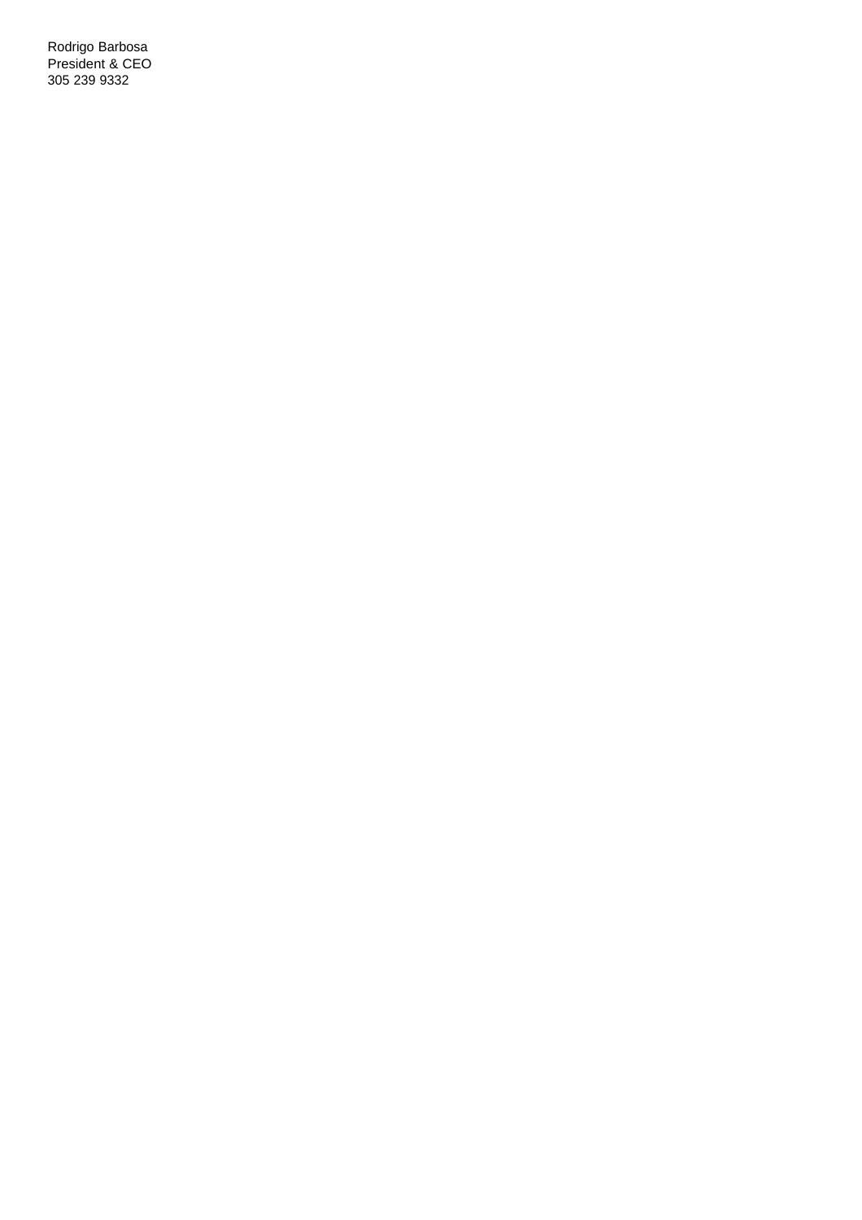Rodrigo Barbosa  
President & CEO  
305 239 9332